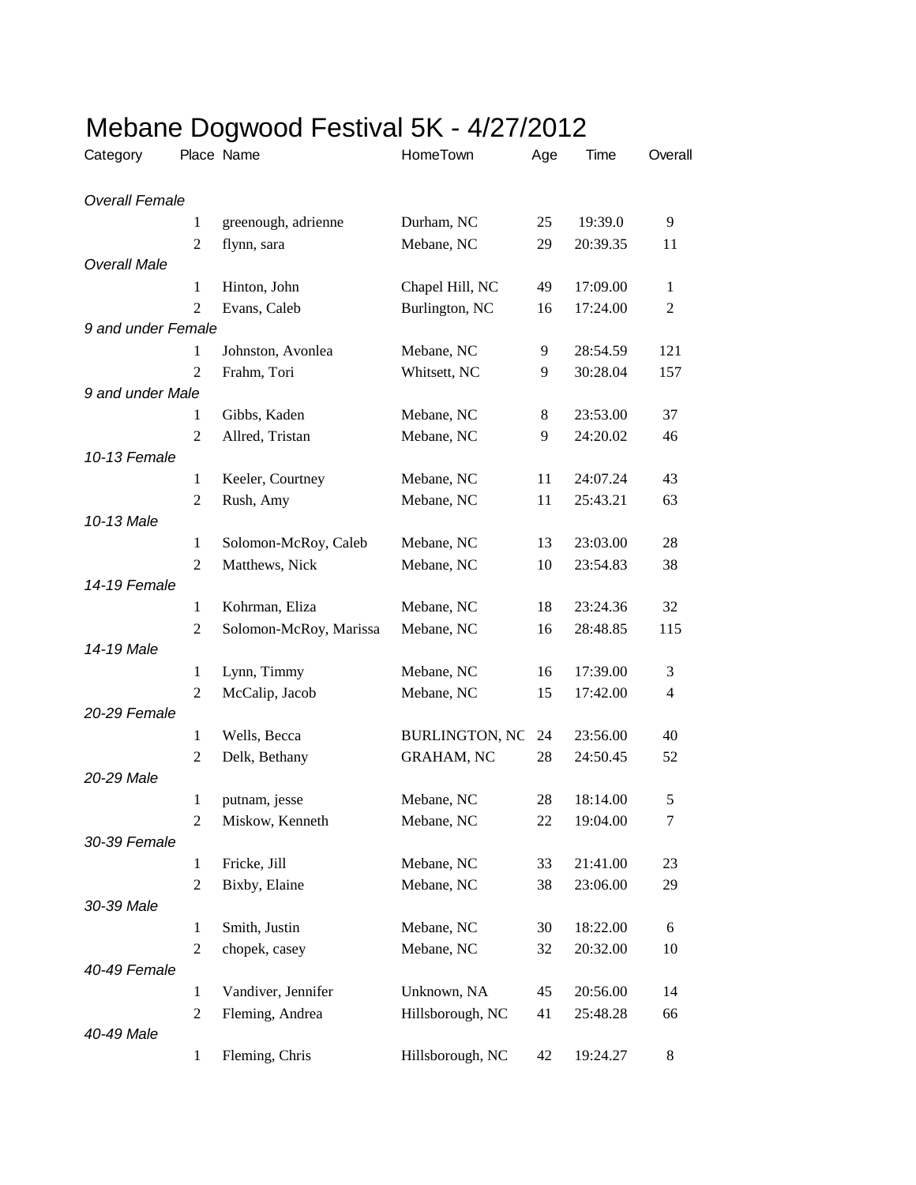# Mebane Dogwood Festival 5K - 4/27/2012

| Category | Place | Name | HomeTown | Age | Time | Overall |
|---|---|---|---|---|---|---|
| *Overall Female* | | | | | | |
| | 1 | greenough, adrienne | Durham, NC | 25 | 19:39.0 | 9 |
| | 2 | flynn, sara | Mebane, NC | 29 | 20:39.35 | 11 |
| *Overall Male* | | | | | | |
| | 1 | Hinton, John | Chapel Hill, NC | 49 | 17:09.00 | 1 |
| | 2 | Evans, Caleb | Burlington, NC | 16 | 17:24.00 | 2 |
| *9 and under Female* | | | | | | |
| | 1 | Johnston, Avonlea | Mebane, NC | 9 | 28:54.59 | 121 |
| | 2 | Frahm, Tori | Whitsett, NC | 9 | 30:28.04 | 157 |
| *9 and under Male* | | | | | | |
| | 1 | Gibbs, Kaden | Mebane, NC | 8 | 23:53.00 | 37 |
| | 2 | Allred, Tristan | Mebane, NC | 9 | 24:20.02 | 46 |
| *10-13 Female* | | | | | | |
| | 1 | Keeler, Courtney | Mebane, NC | 11 | 24:07.24 | 43 |
| | 2 | Rush, Amy | Mebane, NC | 11 | 25:43.21 | 63 |
| *10-13 Male* | | | | | | |
| | 1 | Solomon-McRoy, Caleb | Mebane, NC | 13 | 23:03.00 | 28 |
| | 2 | Matthews, Nick | Mebane, NC | 10 | 23:54.83 | 38 |
| *14-19 Female* | | | | | | |
| | 1 | Kohrman, Eliza | Mebane, NC | 18 | 23:24.36 | 32 |
| | 2 | Solomon-McRoy, Marissa | Mebane, NC | 16 | 28:48.85 | 115 |
| *14-19 Male* | | | | | | |
| | 1 | Lynn, Timmy | Mebane, NC | 16 | 17:39.00 | 3 |
| | 2 | McCalip, Jacob | Mebane, NC | 15 | 17:42.00 | 4 |
| *20-29 Female* | | | | | | |
| | 1 | Wells, Becca | BURLINGTON, NC | 24 | 23:56.00 | 40 |
| | 2 | Delk, Bethany | GRAHAM, NC | 28 | 24:50.45 | 52 |
| *20-29 Male* | | | | | | |
| | 1 | putnam, jesse | Mebane, NC | 28 | 18:14.00 | 5 |
| | 2 | Miskow, Kenneth | Mebane, NC | 22 | 19:04.00 | 7 |
| *30-39 Female* | | | | | | |
| | 1 | Fricke, Jill | Mebane, NC | 33 | 21:41.00 | 23 |
| | 2 | Bixby, Elaine | Mebane, NC | 38 | 23:06.00 | 29 |
| *30-39 Male* | | | | | | |
| | 1 | Smith, Justin | Mebane, NC | 30 | 18:22.00 | 6 |
| | 2 | chopek, casey | Mebane, NC | 32 | 20:32.00 | 10 |
| *40-49 Female* | | | | | | |
| | 1 | Vandiver, Jennifer | Unknown, NA | 45 | 20:56.00 | 14 |
| | 2 | Fleming, Andrea | Hillsborough, NC | 41 | 25:48.28 | 66 |
| *40-49 Male* | | | | | | |
| | 1 | Fleming, Chris | Hillsborough, NC | 42 | 19:24.27 | 8 |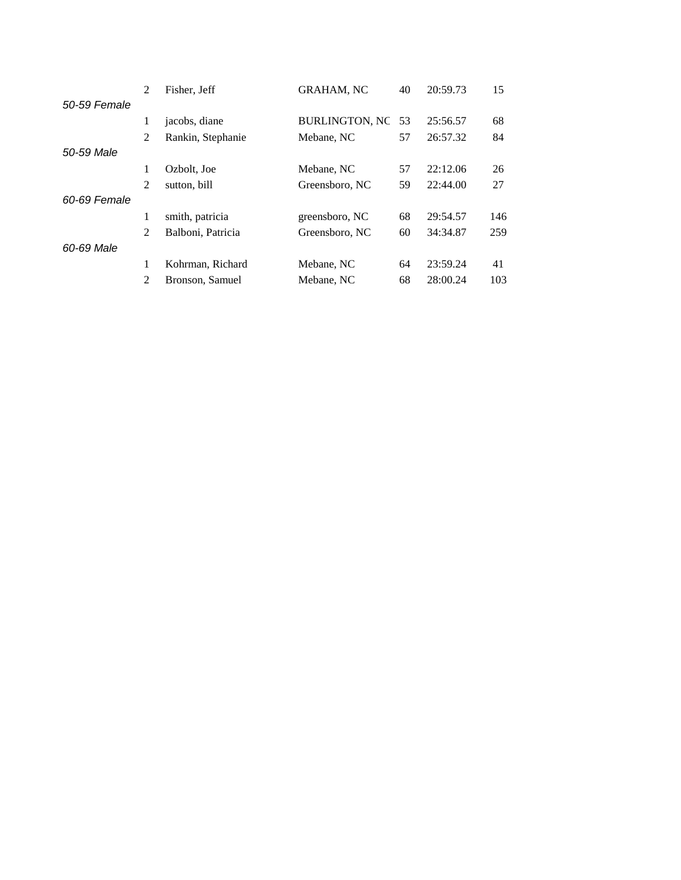| | | | | | | |
|---|---|---|---|---|---|---|
| | 2 | Fisher, Jeff | GRAHAM, NC | 40 | 20:59.73 | 15 |
| *50-59 Female* | | | | | | |
| | 1 | jacobs, diane | BURLINGTON, NC | 53 | 25:56.57 | 68 |
| | 2 | Rankin, Stephanie | Mebane, NC | 57 | 26:57.32 | 84 |
| *50-59 Male* | | | | | | |
| | 1 | Ozbolt, Joe | Mebane, NC | 57 | 22:12.06 | 26 |
| | 2 | sutton, bill | Greensboro, NC | 59 | 22:44.00 | 27 |
| *60-69 Female* | | | | | | |
| | 1 | smith, patricia | greensboro, NC | 68 | 29:54.57 | 146 |
| | 2 | Balboni, Patricia | Greensboro, NC | 60 | 34:34.87 | 259 |
| *60-69 Male* | | | | | | |
| | 1 | Kohrman, Richard | Mebane, NC | 64 | 23:59.24 | 41 |
| | 2 | Bronson, Samuel | Mebane, NC | 68 | 28:00.24 | 103 |